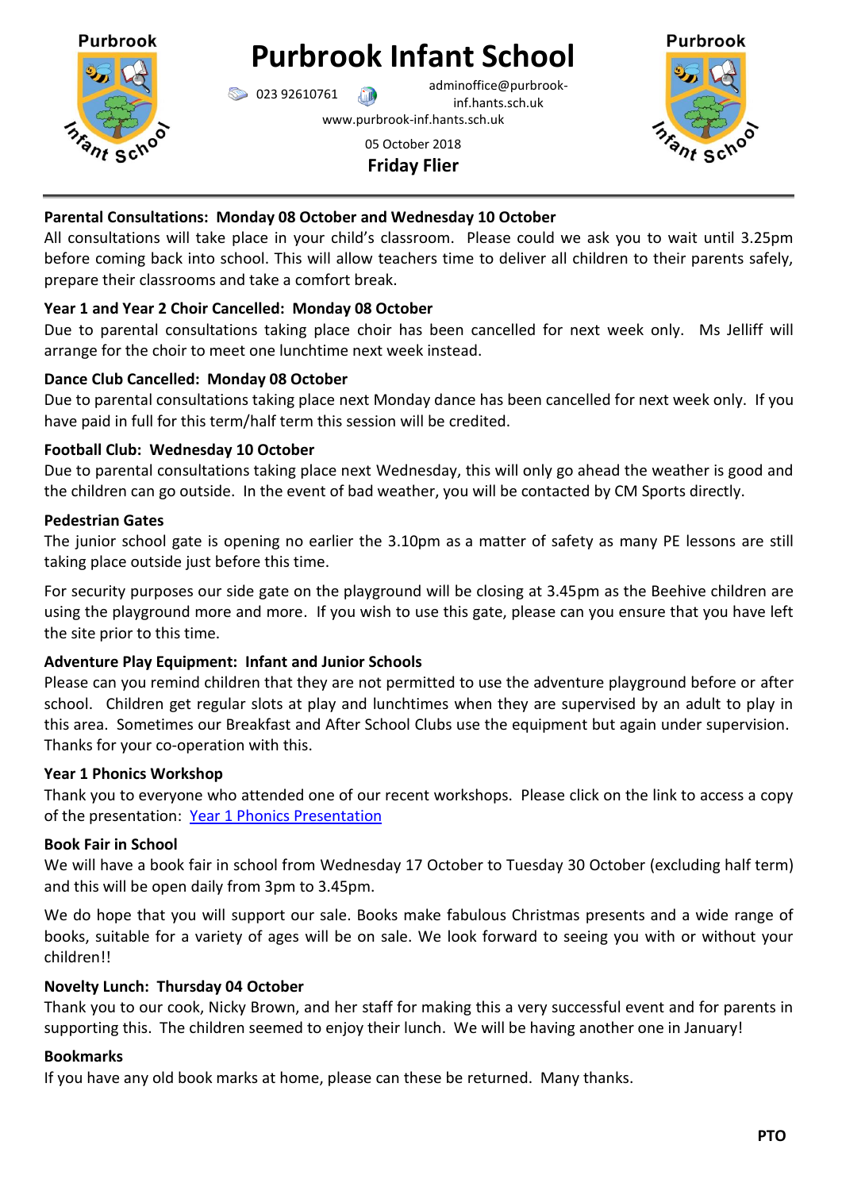# Purbrook Infant School

023 92610761 adminoffice@purbrook-inf.hants.sch.uk
www.purbrook-inf.hants.sch.uk

05 October 2018

**Friday Flier**

**Parental Consultations: Monday 08 October and Wednesday 10 October**
All consultations will take place in your child's classroom. Please could we ask you to wait until 3.25pm before coming back into school. This will allow teachers time to deliver all children to their parents safely, prepare their classrooms and take a comfort break.

**Year 1 and Year 2 Choir Cancelled: Monday 08 October**
Due to parental consultations taking place choir has been cancelled for next week only. Ms Jelliff will arrange for the choir to meet one lunchtime next week instead.

**Dance Club Cancelled: Monday 08 October**
Due to parental consultations taking place next Monday dance has been cancelled for next week only. If you have paid in full for this term/half term this session will be credited.

**Football Club: Wednesday 10 October**
Due to parental consultations taking place next Wednesday, this will only go ahead the weather is good and the children can go outside. In the event of bad weather, you will be contacted by CM Sports directly.

**Pedestrian Gates**
The junior school gate is opening no earlier the 3.10pm as a matter of safety as many PE lessons are still taking place outside just before this time.

For security purposes our side gate on the playground will be closing at 3.45pm as the Beehive children are using the playground more and more. If you wish to use this gate, please can you ensure that you have left the site prior to this time.

**Adventure Play Equipment: Infant and Junior Schools**
Please can you remind children that they are not permitted to use the adventure playground before or after school. Children get regular slots at play and lunchtimes when they are supervised by an adult to play in this area. Sometimes our Breakfast and After School Clubs use the equipment but again under supervision. Thanks for your co-operation with this.

**Year 1 Phonics Workshop**
Thank you to everyone who attended one of our recent workshops. Please click on the link to access a copy of the presentation: Year 1 Phonics Presentation

**Book Fair in School**
We will have a book fair in school from Wednesday 17 October to Tuesday 30 October (excluding half term) and this will be open daily from 3pm to 3.45pm.

We do hope that you will support our sale. Books make fabulous Christmas presents and a wide range of books, suitable for a variety of ages will be on sale. We look forward to seeing you with or without your children!!

**Novelty Lunch: Thursday 04 October**
Thank you to our cook, Nicky Brown, and her staff for making this a very successful event and for parents in supporting this. The children seemed to enjoy their lunch. We will be having another one in January!

**Bookmarks**
If you have any old book marks at home, please can these be returned. Many thanks.

**PTO**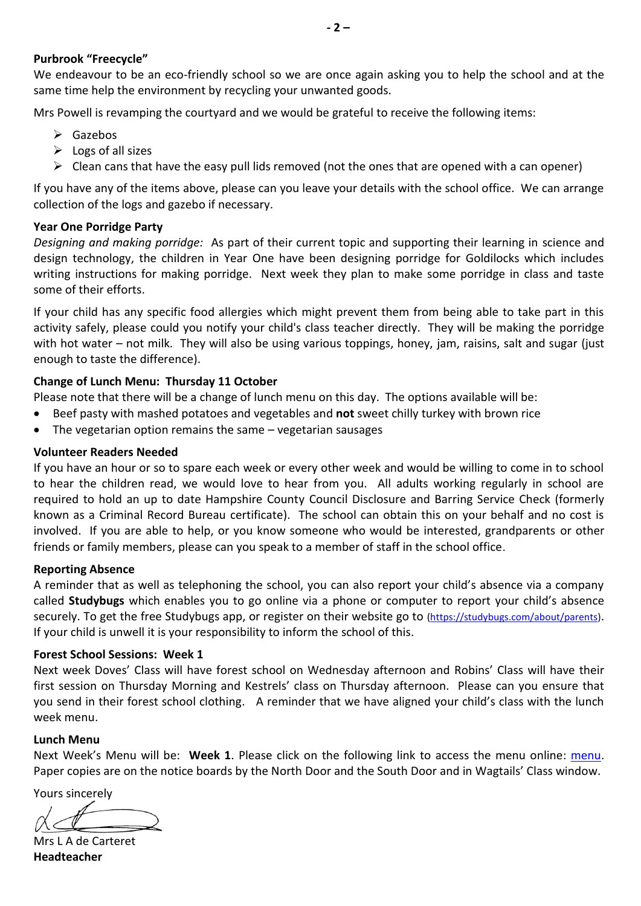**Purbrook "Freecycle"**

We endeavour to be an eco-friendly school so we are once again asking you to help the school and at the same time help the environment by recycling your unwanted goods.

Mrs Powell is revamping the courtyard and we would be grateful to receive the following items:

- Gazebos
- Logs of all sizes
- Clean cans that have the easy pull lids removed (not the ones that are opened with a can opener)

If you have any of the items above, please can you leave your details with the school office. We can arrange collection of the logs and gazebo if necessary.

**Year One Porridge Party**

*Designing and making porridge:* As part of their current topic and supporting their learning in science and design technology, the children in Year One have been designing porridge for Goldilocks which includes writing instructions for making porridge. Next week they plan to make some porridge in class and taste some of their efforts.

If your child has any specific food allergies which might prevent them from being able to take part in this activity safely, please could you notify your child's class teacher directly. They will be making the porridge with hot water – not milk. They will also be using various toppings, honey, jam, raisins, salt and sugar (just enough to taste the difference).

**Change of Lunch Menu: Thursday 11 October**

Please note that there will be a change of lunch menu on this day. The options available will be:

- Beef pasty with mashed potatoes and vegetables and **not** sweet chilly turkey with brown rice
- The vegetarian option remains the same – vegetarian sausages

**Volunteer Readers Needed**

If you have an hour or so to spare each week or every other week and would be willing to come in to school to hear the children read, we would love to hear from you. All adults working regularly in school are required to hold an up to date Hampshire County Council Disclosure and Barring Service Check (formerly known as a Criminal Record Bureau certificate). The school can obtain this on your behalf and no cost is involved. If you are able to help, or you know someone who would be interested, grandparents or other friends or family members, please can you speak to a member of staff in the school office.

**Reporting Absence**

A reminder that as well as telephoning the school, you can also report your child's absence via a company called **Studybugs** which enables you to go online via a phone or computer to report your child's absence securely. To get the free Studybugs app, or register on their website go to (https://studybugs.com/about/parents). If your child is unwell it is your responsibility to inform the school of this.

**Forest School Sessions: Week 1**

Next week Doves' Class will have forest school on Wednesday afternoon and Robins' Class will have their first session on Thursday Morning and Kestrels' class on Thursday afternoon. Please can you ensure that you send in their forest school clothing. A reminder that we have aligned your child's class with the lunch week menu.

**Lunch Menu**

Next Week's Menu will be: **Week 1**. Please click on the following link to access the menu online: menu. Paper copies are on the notice boards by the North Door and the South Door and in Wagtails' Class window.

Yours sincerely

Mrs L A de Carteret
**Headteacher**